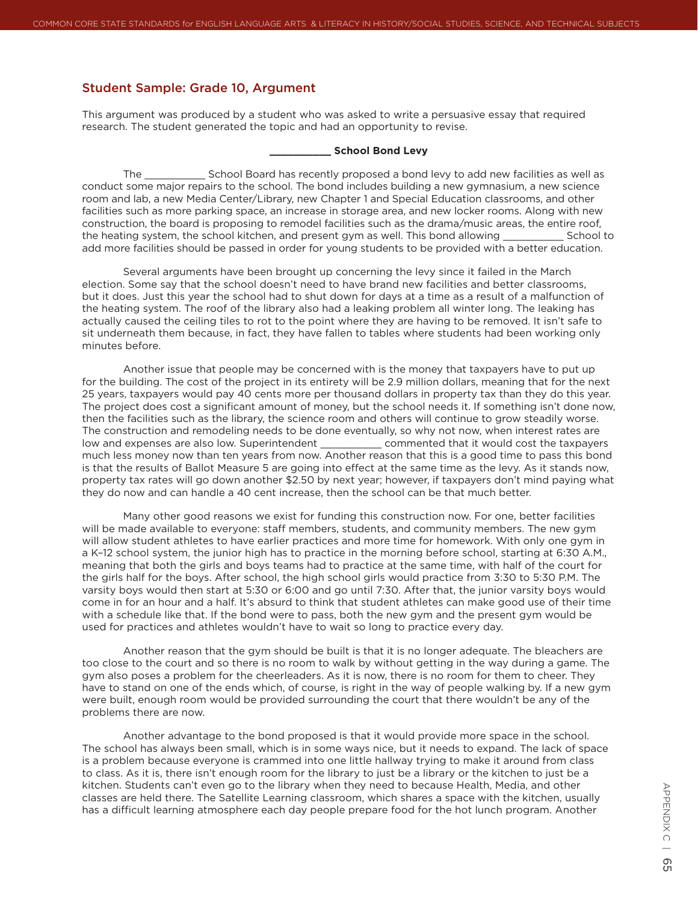## Student Sample: Grade 10, Argument

This argument was produced by a student who was asked to write a persuasive essay that required research. The student generated the topic and had an opportunity to revise.

**___________ School Bond Levy**

The ___________ School Board has recently proposed a bond levy to add new facilities as well as conduct some major repairs to the school. The bond includes building a new gymnasium, a new science room and lab, a new Media Center/Library, new Chapter 1 and Special Education classrooms, and other facilities such as more parking space, an increase in storage area, and new locker rooms. Along with new construction, the board is proposing to remodel facilities such as the drama/music areas, the entire roof, the heating system, the school kitchen, and present gym as well. This bond allowing ___________ School to add more facilities should be passed in order for young students to be provided with a better education.

Several arguments have been brought up concerning the levy since it failed in the March election. Some say that the school doesn't need to have brand new facilities and better classrooms, but it does. Just this year the school had to shut down for days at a time as a result of a malfunction of the heating system. The roof of the library also had a leaking problem all winter long. The leaking has actually caused the ceiling tiles to rot to the point where they are having to be removed. It isn't safe to sit underneath them because, in fact, they have fallen to tables where students had been working only minutes before.

Another issue that people may be concerned with is the money that taxpayers have to put up for the building. The cost of the project in its entirety will be 2.9 million dollars, meaning that for the next 25 years, taxpayers would pay 40 cents more per thousand dollars in property tax than they do this year. The project does cost a significant amount of money, but the school needs it. If something isn't done now, then the facilities such as the library, the science room and others will continue to grow steadily worse. The construction and remodeling needs to be done eventually, so why not now, when interest rates are low and expenses are also low. Superintendent ___________ commented that it would cost the taxpayers much less money now than ten years from now. Another reason that this is a good time to pass this bond is that the results of Ballot Measure 5 are going into effect at the same time as the levy. As it stands now, property tax rates will go down another $2.50 by next year; however, if taxpayers don't mind paying what they do now and can handle a 40 cent increase, then the school can be that much better.

Many other good reasons we exist for funding this construction now. For one, better facilities will be made available to everyone: staff members, students, and community members. The new gym will allow student athletes to have earlier practices and more time for homework. With only one gym in a K–12 school system, the junior high has to practice in the morning before school, starting at 6:30 A.M., meaning that both the girls and boys teams had to practice at the same time, with half of the court for the girls half for the boys. After school, the high school girls would practice from 3:30 to 5:30 P.M. The varsity boys would then start at 5:30 or 6:00 and go until 7:30. After that, the junior varsity boys would come in for an hour and a half. It's absurd to think that student athletes can make good use of their time with a schedule like that. If the bond were to pass, both the new gym and the present gym would be used for practices and athletes wouldn't have to wait so long to practice every day.

Another reason that the gym should be built is that it is no longer adequate. The bleachers are too close to the court and so there is no room to walk by without getting in the way during a game. The gym also poses a problem for the cheerleaders. As it is now, there is no room for them to cheer. They have to stand on one of the ends which, of course, is right in the way of people walking by. If a new gym were built, enough room would be provided surrounding the court that there wouldn't be any of the problems there are now.

Another advantage to the bond proposed is that it would provide more space in the school. The school has always been small, which is in some ways nice, but it needs to expand. The lack of space is a problem because everyone is crammed into one little hallway trying to make it around from class to class. As it is, there isn't enough room for the library to just be a library or the kitchen to just be a kitchen. Students can't even go to the library when they need to because Health, Media, and other classes are held there. The Satellite Learning classroom, which shares a space with the kitchen, usually has a difficult learning atmosphere each day people prepare food for the hot lunch program. Another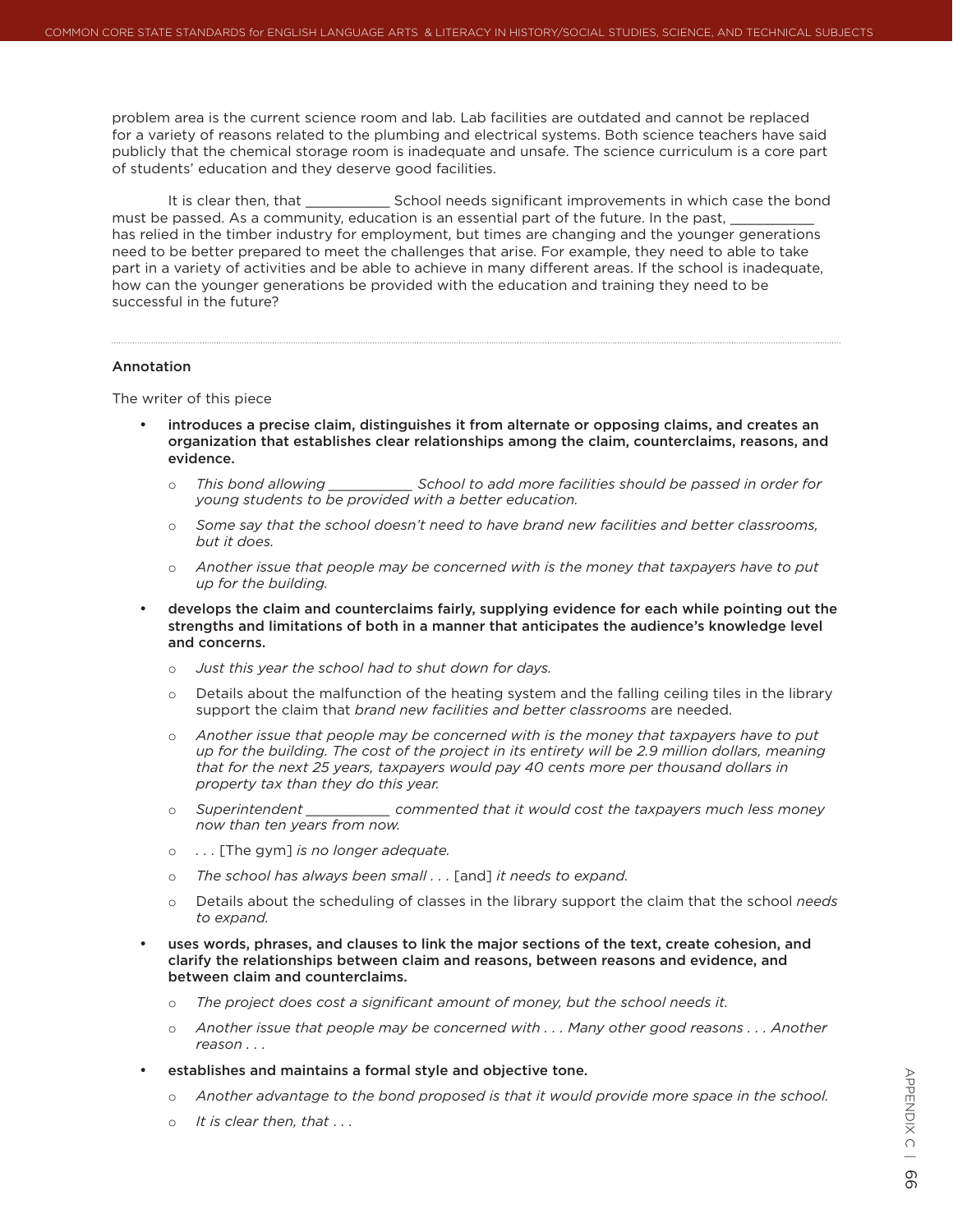problem area is the current science room and lab. Lab facilities are outdated and cannot be replaced for a variety of reasons related to the plumbing and electrical systems. Both science teachers have said publicly that the chemical storage room is inadequate and unsafe. The science curriculum is a core part of students' education and they deserve good facilities.

It is clear then, that ___________ School needs significant improvements in which case the bond must be passed. As a community, education is an essential part of the future. In the past, ___________ has relied in the timber industry for employment, but times are changing and the younger generations need to be better prepared to meet the challenges that arise. For example, they need to able to take part in a variety of activities and be able to achieve in many different areas. If the school is inadequate, how can the younger generations be provided with the education and training they need to be successful in the future?

---

### Annotation

The writer of this piece

- **introduces a precise claim, distinguishes it from alternate or opposing claims, and creates an organization that establishes clear relationships among the claim, counterclaims, reasons, and evidence.**
  - *This bond allowing ___________ School to add more facilities should be passed in order for young students to be provided with a better education.*
  - *Some say that the school doesn't need to have brand new facilities and better classrooms, but it does.*
  - *Another issue that people may be concerned with is the money that taxpayers have to put up for the building.*
- **develops the claim and counterclaims fairly, supplying evidence for each while pointing out the strengths and limitations of both in a manner that anticipates the audience's knowledge level and concerns.**
  - *Just this year the school had to shut down for days.*
  - Details about the malfunction of the heating system and the falling ceiling tiles in the library support the claim that *brand new facilities and better classrooms* are needed.
  - *Another issue that people may be concerned with is the money that taxpayers have to put up for the building. The cost of the project in its entirety will be 2.9 million dollars, meaning that for the next 25 years, taxpayers would pay 40 cents more per thousand dollars in property tax than they do this year.*
  - *Superintendent ___________ commented that it would cost the taxpayers much less money now than ten years from now.*
  - *. . .* [The gym] *is no longer adequate.*
  - *The school has always been small . . .* [and] *it needs to expand.*
  - Details about the scheduling of classes in the library support the claim that the school *needs to expand.*
- **uses words, phrases, and clauses to link the major sections of the text, create cohesion, and clarify the relationships between claim and reasons, between reasons and evidence, and between claim and counterclaims.**
  - *The project does cost a significant amount of money, but the school needs it.*
  - *Another issue that people may be concerned with . . . Many other good reasons . . . Another reason . . .*
- **establishes and maintains a formal style and objective tone.**
  - *Another advantage to the bond proposed is that it would provide more space in the school.*
  - *It is clear then, that . . .*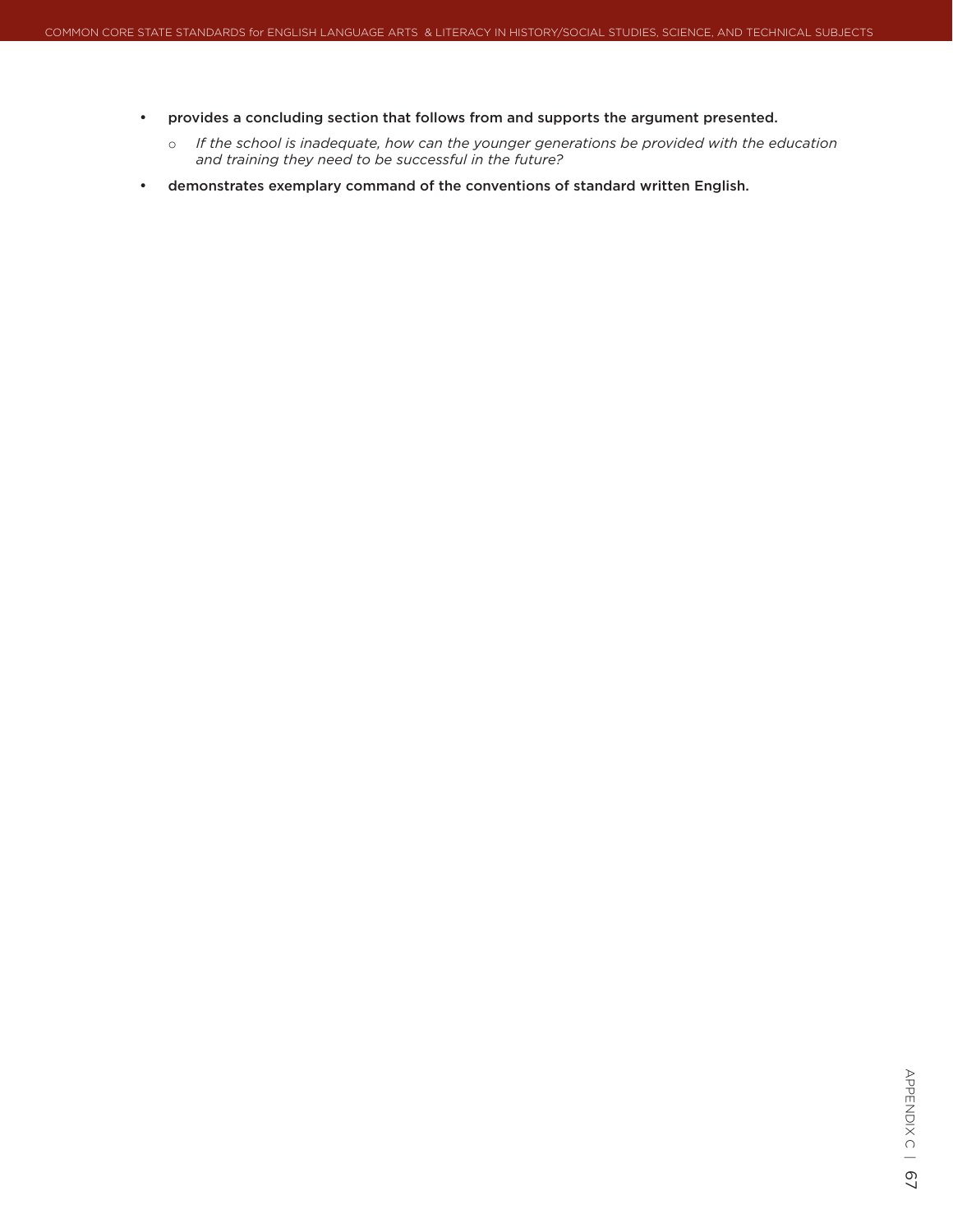- provides a concluding section that follows from and supports the argument presented.
  - *If the school is inadequate, how can the younger generations be provided with the education and training they need to be successful in the future?*
- demonstrates exemplary command of the conventions of standard written English.